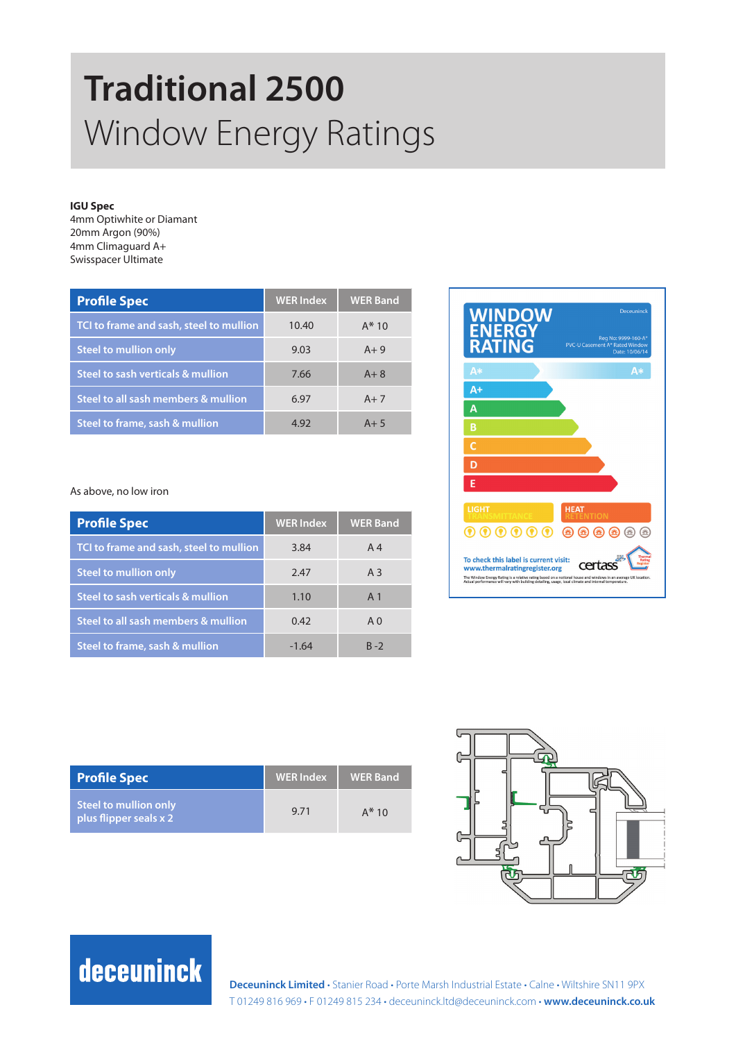# Traditional 2500

## Window Energy Ratings

**IGU Spec**
4mm Optiwhite or Diamant
20mm Argon (90%)
4mm Climaguard A+
Swisspacer Ultimate

| Profile Spec | WER Index | WER Band |
|---|---|---|
| TCI to frame and sash, steel to mullion | 10.40 | A* 10 |
| Steel to mullion only | 9.03 | A+ 9 |
| Steel to sash verticals & mullion | 7.66 | A+ 8 |
| Steel to all sash members & mullion | 6.97 | A+ 7 |
| Steel to frame, sash & mullion | 4.92 | A+ 5 |

As above, no low iron

| Profile Spec | WER Index | WER Band |
|---|---|---|
| TCI to frame and sash, steel to mullion | 3.84 | A 4 |
| Steel to mullion only | 2.47 | A 3 |
| Steel to sash verticals & mullion | 1.10 | A 1 |
| Steel to all sash members & mullion | 0.42 | A 0 |
| Steel to frame, sash & mullion | -1.64 | B -2 |

| Profile Spec | WER Index | WER Band |
|---|---|---|
| Steel to mullion only plus flipper seals x 2 | 9.71 | A* 10 |

**Deceuninck Limited** • Stanier Road • Porte Marsh Industrial Estate • Calne • Wiltshire SN11 9PX
T 01249 816 969 • F 01249 815 234 • deceuninck.ltd@deceuninck.com • **www.deceuninck.co.uk**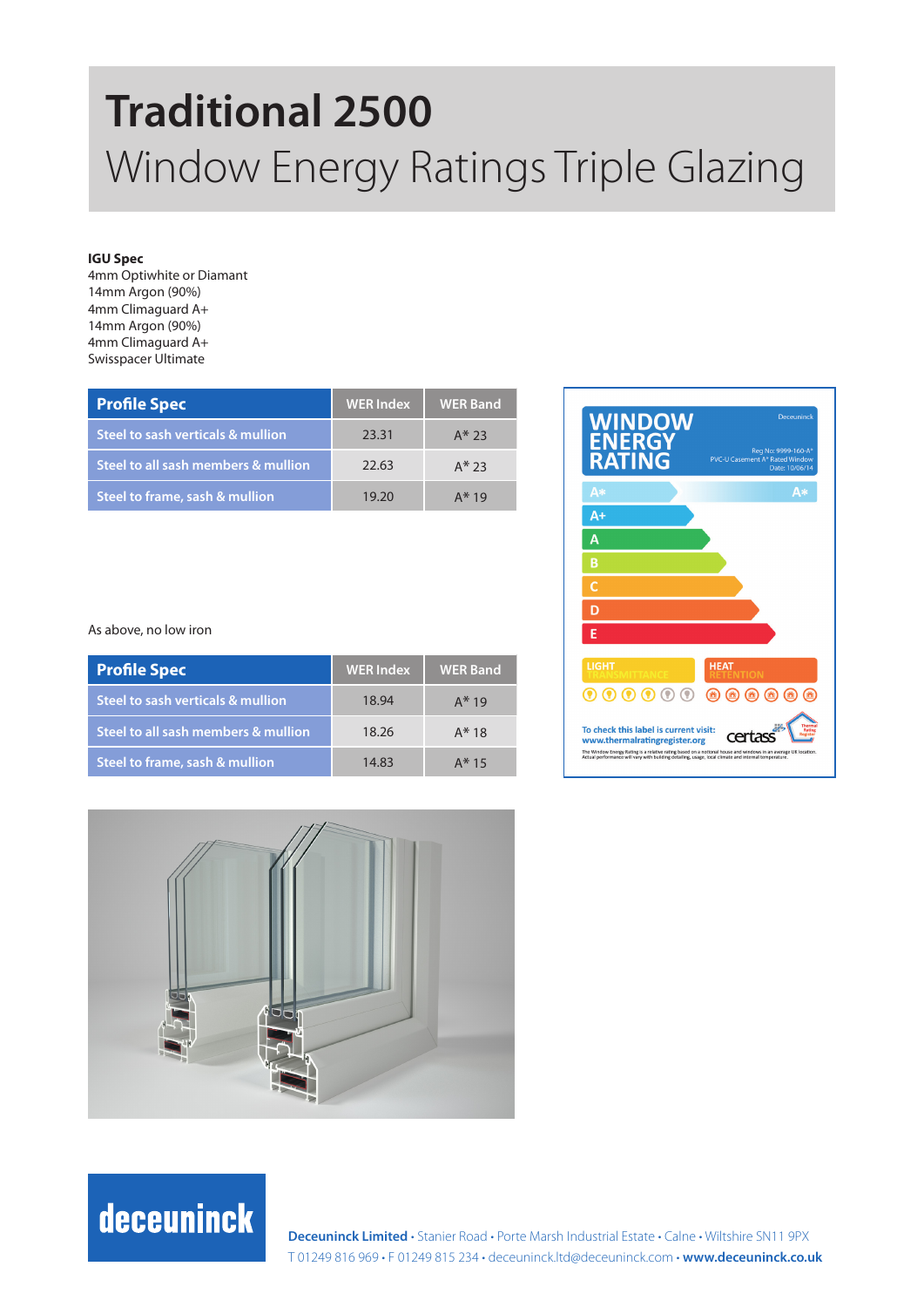# Traditional 2500

## Window Energy Ratings Triple Glazing

**IGU Spec**
4mm Optiwhite or Diamant
14mm Argon (90%)
4mm Climaguard A+
14mm Argon (90%)
4mm Climaguard A+
Swisspacer Ultimate

| Profile Spec | WER Index | WER Band |
|---|---|---|
| Steel to sash verticals & mullion | 23.31 | A* 23 |
| Steel to all sash members & mullion | 22.63 | A* 23 |
| Steel to frame, sash & mullion | 19.20 | A* 19 |

As above, no low iron

| Profile Spec | WER Index | WER Band |
|---|---|---|
| Steel to sash verticals & mullion | 18.94 | A* 19 |
| Steel to all sash members & mullion | 18.26 | A* 18 |
| Steel to frame, sash & mullion | 14.83 | A* 15 |

WINDOW ENERGY RATING
Deceuninck
Reg No: 9999-160-A*
PVC-U Casement A* Rated Window
Date: 10/06/14

A*
A+
A
B
C
D
E

LIGHT TRANSMITTANCE
HEAT RETENTION

To check this label is current visit: www.thermalratingregister.org
certass

The Window Energy Rating is a relative rating based on a notional house and windows in an average UK location. Actual performance will vary with building detailing, usage, local climate and internal temperature.

deceuninck

**Deceuninck Limited** • Stanier Road • Porte Marsh Industrial Estate • Calne • Wiltshire SN11 9PX
T 01249 816 969 • F 01249 815 234 • deceuninck.ltd@deceuninck.com • **www.deceuninck.co.uk**